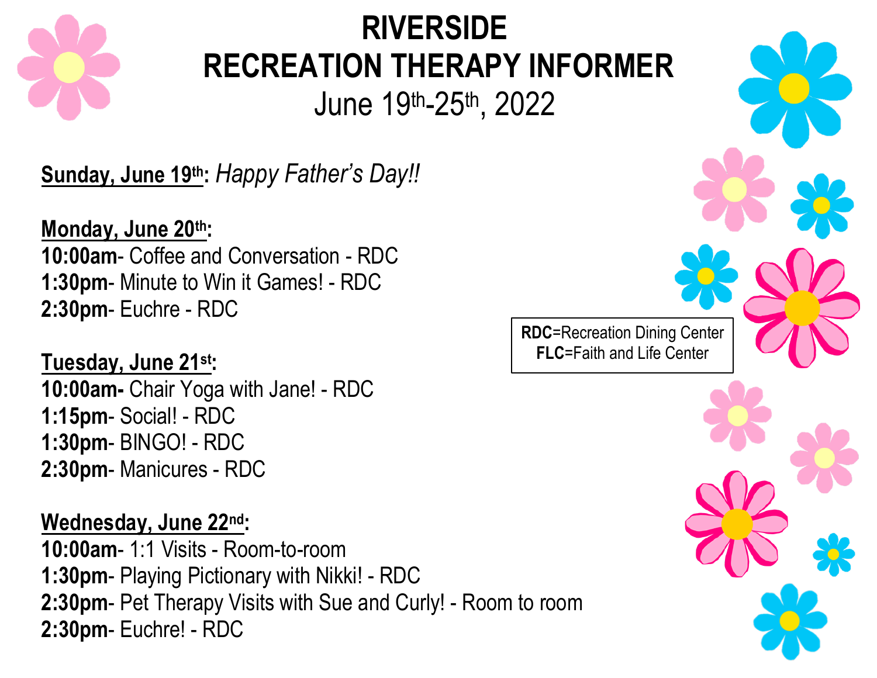# RIVERSIDE
# RECREATION THERAPY INFORMER
## June 19th-25th, 2022

**RDC**=Recreation Dining Center
**FLC**=Faith and Life Center

**Sunday, June 19th:** *Happy Father's Day!!*

**Monday, June 20th:**
**10:00am**- Coffee and Conversation - RDC
**1:30pm**- Minute to Win it Games! - RDC
**2:30pm**- Euchre - RDC

**Tuesday, June 21st:**
**10:00am-** Chair Yoga with Jane! - RDC
**1:15pm**- Social! - RDC
**1:30pm**- BINGO! - RDC
**2:30pm**- Manicures - RDC

**Wednesday, June 22nd:**
**10:00am**- 1:1 Visits - Room-to-room
**1:30pm**- Playing Pictionary with Nikki! - RDC
**2:30pm**- Pet Therapy Visits with Sue and Curly! - Room to room
**2:30pm**- Euchre! - RDC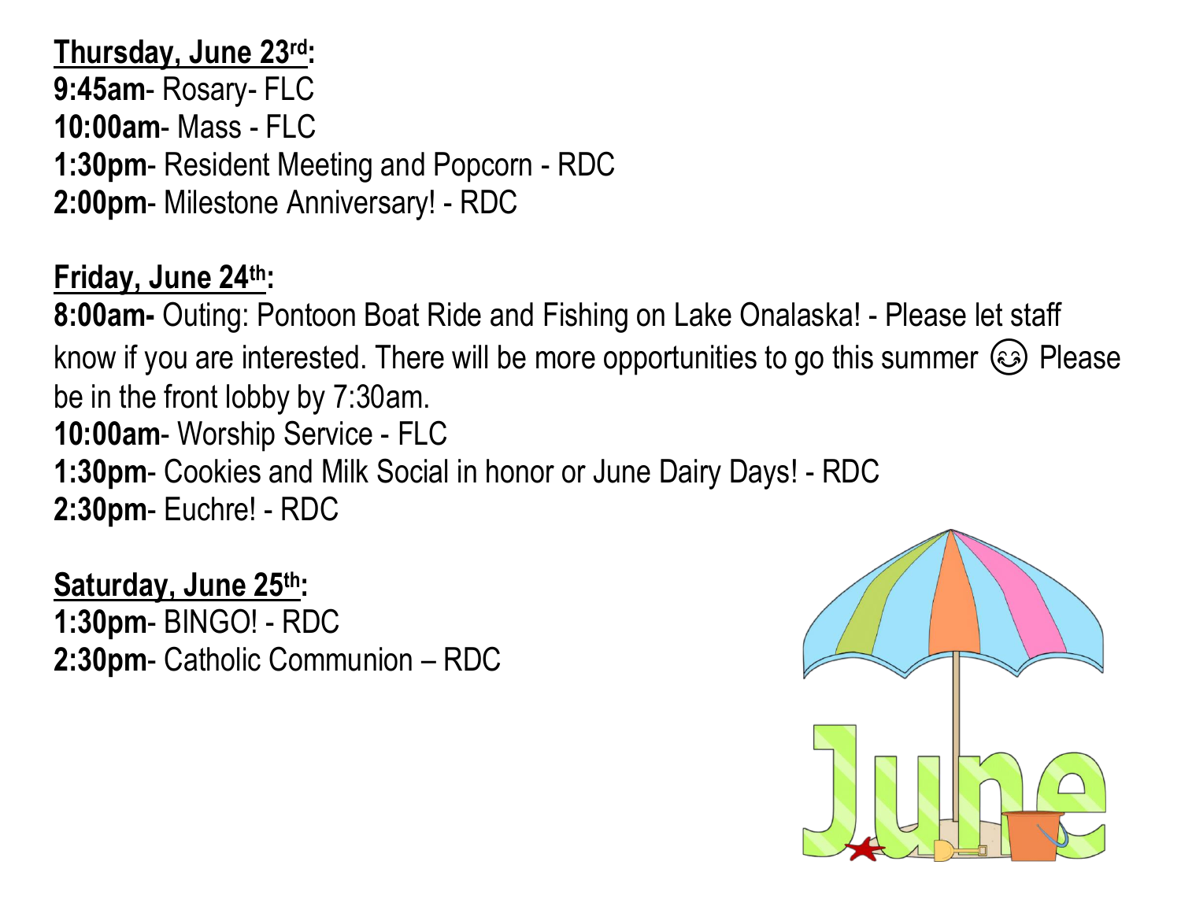**<u>Thursday, June 23rd</u>:**
**9:45am**- Rosary- FLC
**10:00am**- Mass - FLC
**1:30pm**- Resident Meeting and Popcorn - RDC
**2:00pm**- Milestone Anniversary! - RDC

**<u>Friday, June 24th</u>:**
**8:00am-** Outing: Pontoon Boat Ride and Fishing on Lake Onalaska! - Please let staff know if you are interested. There will be more opportunities to go this summer 😊 Please be in the front lobby by 7:30am.
**10:00am**- Worship Service - FLC
**1:30pm**- Cookies and Milk Social in honor or June Dairy Days! - RDC
**2:30pm**- Euchre! - RDC

**<u>Saturday, June 25th</u>:**
**1:30pm**- BINGO! - RDC
**2:30pm**- Catholic Communion – RDC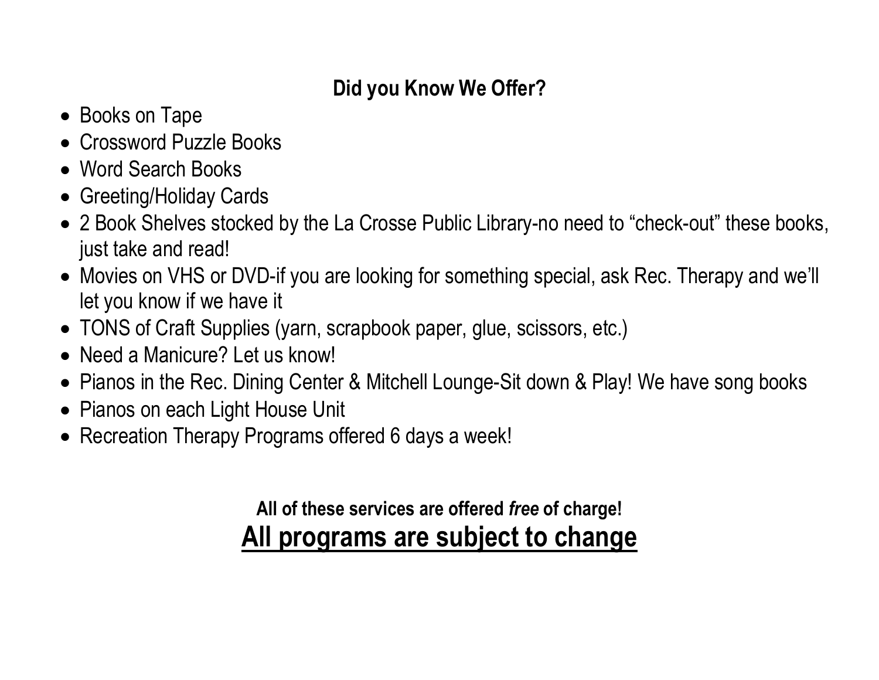**Did you Know We Offer?**

- Books on Tape
- Crossword Puzzle Books
- Word Search Books
- Greeting/Holiday Cards
- 2 Book Shelves stocked by the La Crosse Public Library-no need to "check-out" these books, just take and read!
- Movies on VHS or DVD-if you are looking for something special, ask Rec. Therapy and we'll let you know if we have it
- TONS of Craft Supplies (yarn, scrapbook paper, glue, scissors, etc.)
- Need a Manicure? Let us know!
- Pianos in the Rec. Dining Center & Mitchell Lounge-Sit down & Play! We have song books
- Pianos on each Light House Unit
- Recreation Therapy Programs offered 6 days a week!

**All of these services are offered *free* of charge!**

**<u>All programs are subject to change</u>**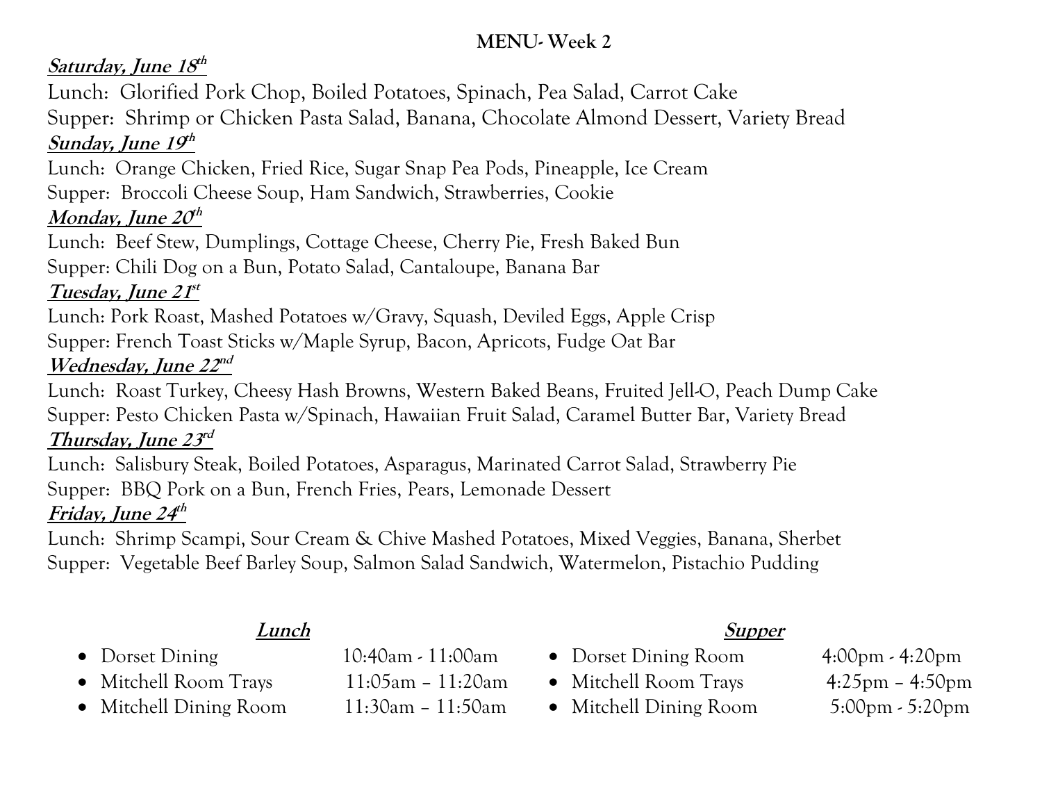# MENU- Week 2

***Saturday, June 18th***

Lunch: Glorified Pork Chop, Boiled Potatoes, Spinach, Pea Salad, Carrot Cake
Supper: Shrimp or Chicken Pasta Salad, Banana, Chocolate Almond Dessert, Variety Bread

***Sunday, June 19th***

Lunch: Orange Chicken, Fried Rice, Sugar Snap Pea Pods, Pineapple, Ice Cream
Supper: Broccoli Cheese Soup, Ham Sandwich, Strawberries, Cookie

***Monday, June 20th***

Lunch: Beef Stew, Dumplings, Cottage Cheese, Cherry Pie, Fresh Baked Bun
Supper: Chili Dog on a Bun, Potato Salad, Cantaloupe, Banana Bar

***Tuesday, June 21st***

Lunch: Pork Roast, Mashed Potatoes w/Gravy, Squash, Deviled Eggs, Apple Crisp
Supper: French Toast Sticks w/Maple Syrup, Bacon, Apricots, Fudge Oat Bar

***Wednesday, June 22nd***

Lunch: Roast Turkey, Cheesy Hash Browns, Western Baked Beans, Fruited Jell-O, Peach Dump Cake
Supper: Pesto Chicken Pasta w/Spinach, Hawaiian Fruit Salad, Caramel Butter Bar, Variety Bread

***Thursday, June 23rd***

Lunch: Salisbury Steak, Boiled Potatoes, Asparagus, Marinated Carrot Salad, Strawberry Pie
Supper: BBQ Pork on a Bun, French Fries, Pears, Lemonade Dessert

***Friday, June 24th***

Lunch: Shrimp Scampi, Sour Cream & Chive Mashed Potatoes, Mixed Veggies, Banana, Sherbet
Supper: Vegetable Beef Barley Soup, Salmon Salad Sandwich, Watermelon, Pistachio Pudding

***Lunch***

- Dorset Dining 10:40am - 11:00am
- Mitchell Room Trays 11:05am – 11:20am
- Mitchell Dining Room 11:30am – 11:50am

***Supper***

- Dorset Dining Room 4:00pm - 4:20pm
- Mitchell Room Trays 4:25pm – 4:50pm
- Mitchell Dining Room 5:00pm - 5:20pm